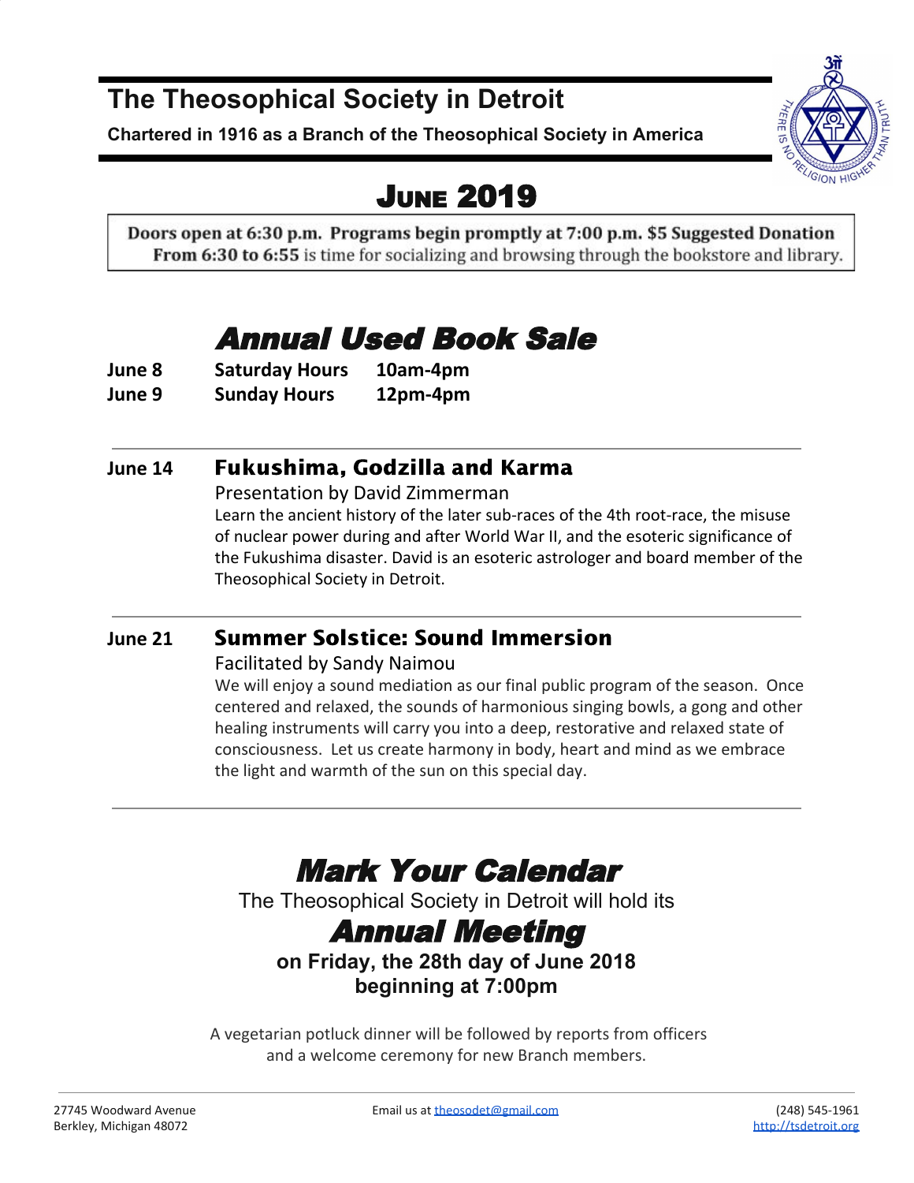# The Theosophical Society in Detroit

**Chartered in 1916 as a Branch of the Theosophical Society in America**

THERE IS NO RELIGION HIGHER THAN TRUTH

## June 2019

**Doors open at 6:30 p.m. Programs begin promptly at 7:00 p.m. $5 Suggested Donation**
**From 6:30 to 6:55** is time for socializing and browsing through the bookstore and library.

## *Annual Used Book Sale*

| | | |
|---|---|---|
| **June 8** | **Saturday Hours** | **10am-4pm** |
| **June 9** | **Sunday Hours** | **12pm-4pm** |

---

**June 14** — **Fukushima, Godzilla and Karma**

Presentation by David Zimmerman

Learn the ancient history of the later sub-races of the 4th root-race, the misuse of nuclear power during and after World War II, and the esoteric significance of the Fukushima disaster. David is an esoteric astrologer and board member of the Theosophical Society in Detroit.

---

**June 21** — **Summer Solstice: Sound Immersion**

Facilitated by Sandy Naimou

We will enjoy a sound mediation as our final public program of the season. Once centered and relaxed, the sounds of harmonious singing bowls, a gong and other healing instruments will carry you into a deep, restorative and relaxed state of consciousness. Let us create harmony in body, heart and mind as we embrace the light and warmth of the sun on this special day.

---

## *Mark Your Calendar*

The Theosophical Society in Detroit will hold its

## *Annual Meeting*

**on Friday, the 28th day of June 2018**
**beginning at 7:00pm**

A vegetarian potluck dinner will be followed by reports from officers and a welcome ceremony for new Branch members.

27745 Woodward Avenue
Berkley, Michigan 48072

Email us at theosodet@gmail.com

(248) 545-1961
http://tsdetroit.org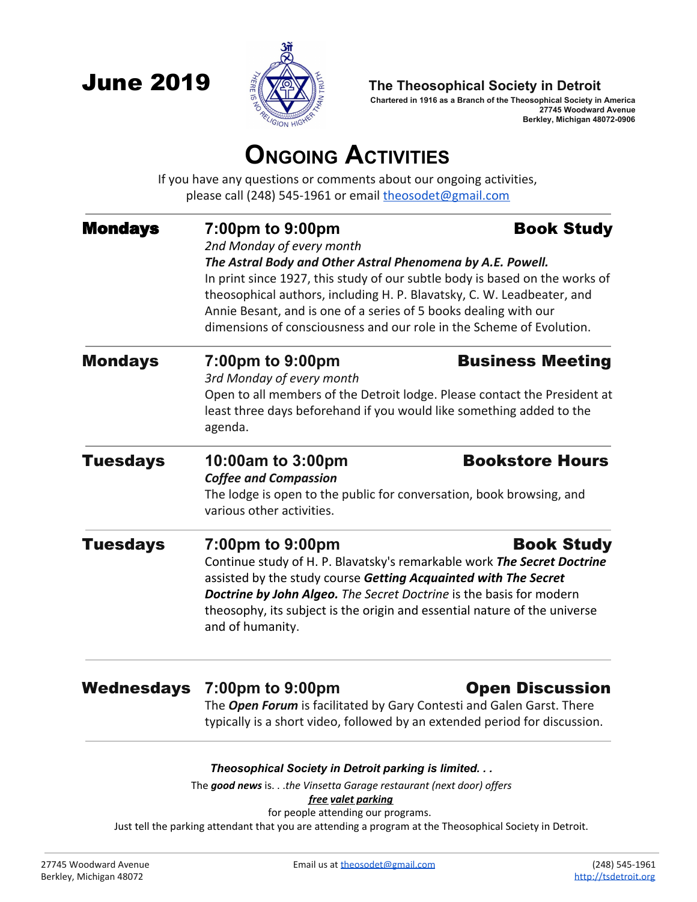# June 2019

**The Theosophical Society in Detroit**
**Chartered in 1916 as a Branch of the Theosophical Society in America**
**27745 Woodward Avenue**
**Berkley, Michigan 48072-0906**

## ONGOING ACTIVITIES

If you have any questions or comments about our ongoing activities, please call (248) 545-1961 or email theosodet@gmail.com

---

### Mondays — 7:00pm to 9:00pm — Book Study

*2nd Monday of every month*

***The Astral Body and Other Astral Phenomena by A.E. Powell.***

In print since 1927, this study of our subtle body is based on the works of theosophical authors, including H. P. Blavatsky, C. W. Leadbeater, and Annie Besant, and is one of a series of 5 books dealing with our dimensions of consciousness and our role in the Scheme of Evolution.

---

### Mondays — 7:00pm to 9:00pm — Business Meeting

*3rd Monday of every month*

Open to all members of the Detroit lodge. Please contact the President at least three days beforehand if you would like something added to the agenda.

---

### Tuesdays — 10:00am to 3:00pm — Bookstore Hours

***Coffee and Compassion***

The lodge is open to the public for conversation, book browsing, and various other activities.

---

### Tuesdays — 7:00pm to 9:00pm — Book Study

Continue study of H. P. Blavatsky's remarkable work ***The Secret Doctrine*** assisted by the study course ***Getting Acquainted with The Secret Doctrine by John Algeo.*** *The Secret Doctrine* is the basis for modern theosophy, its subject is the origin and essential nature of the universe and of humanity.

---

### Wednesdays — 7:00pm to 9:00pm — Open Discussion

The ***Open Forum*** is facilitated by Gary Contesti and Galen Garst. There typically is a short video, followed by an extended period for discussion.

---

***Theosophical Society in Detroit parking is limited. . .***

The ***good news*** is. . .*the Vinsetta Garage restaurant (next door) offers*
***free valet parking***
for people attending our programs.
Just tell the parking attendant that you are attending a program at the Theosophical Society in Detroit.

27745 Woodward Avenue
Berkley, Michigan 48072

Email us at theosodet@gmail.com

(248) 545-1961
http://tsdetroit.org